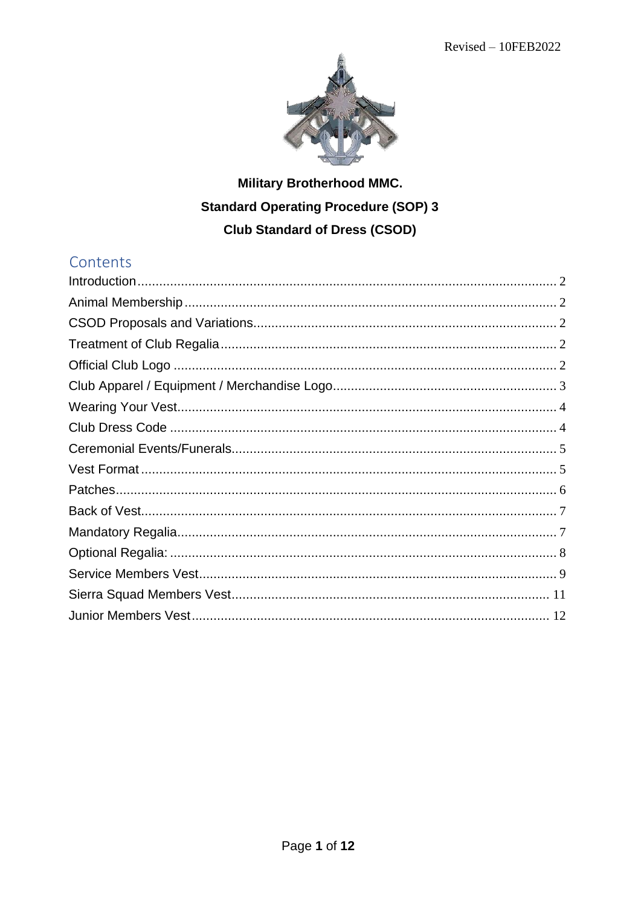Revised – 10FEB2022

**Military Brotherhood MMC.**

**Standard Operating Procedure (SOP) 3**

**Club Standard of Dress (CSOD)**

## Contents

| | |
|---|---|
| Introduction | 2 |
| Animal Membership | 2 |
| CSOD Proposals and Variations | 2 |
| Treatment of Club Regalia | 2 |
| Official Club Logo | 2 |
| Club Apparel / Equipment / Merchandise Logo | 3 |
| Wearing Your Vest | 4 |
| Club Dress Code | 4 |
| Ceremonial Events/Funerals | 5 |
| Vest Format | 5 |
| Patches | 6 |
| Back of Vest | 7 |
| Mandatory Regalia | 7 |
| Optional Regalia: | 8 |
| Service Members Vest | 9 |
| Sierra Squad Members Vest | 11 |
| Junior Members Vest | 12 |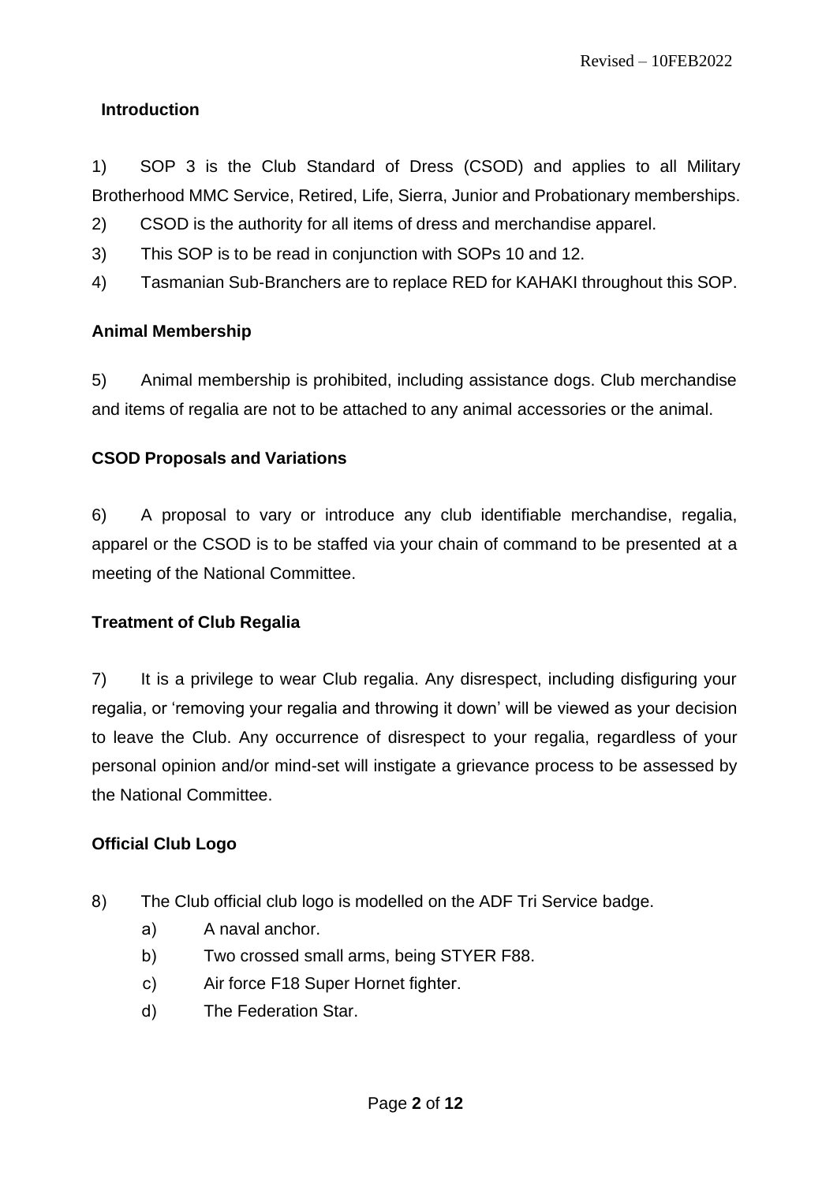Revised – 10FEB2022

## Introduction

1) SOP 3 is the Club Standard of Dress (CSOD) and applies to all Military Brotherhood MMC Service, Retired, Life, Sierra, Junior and Probationary memberships.

2) CSOD is the authority for all items of dress and merchandise apparel.

3) This SOP is to be read in conjunction with SOPs 10 and 12.

4) Tasmanian Sub-Branchers are to replace RED for KAHAKI throughout this SOP.

## Animal Membership

5) Animal membership is prohibited, including assistance dogs. Club merchandise and items of regalia are not to be attached to any animal accessories or the animal.

## CSOD Proposals and Variations

6) A proposal to vary or introduce any club identifiable merchandise, regalia, apparel or the CSOD is to be staffed via your chain of command to be presented at a meeting of the National Committee.

## Treatment of Club Regalia

7) It is a privilege to wear Club regalia. Any disrespect, including disfiguring your regalia, or 'removing your regalia and throwing it down' will be viewed as your decision to leave the Club. Any occurrence of disrespect to your regalia, regardless of your personal opinion and/or mind-set will instigate a grievance process to be assessed by the National Committee.

## Official Club Logo

8) The Club official club logo is modelled on the ADF Tri Service badge.

   a) A naval anchor.

   b) Two crossed small arms, being STYER F88.

   c) Air force F18 Super Hornet fighter.

   d) The Federation Star.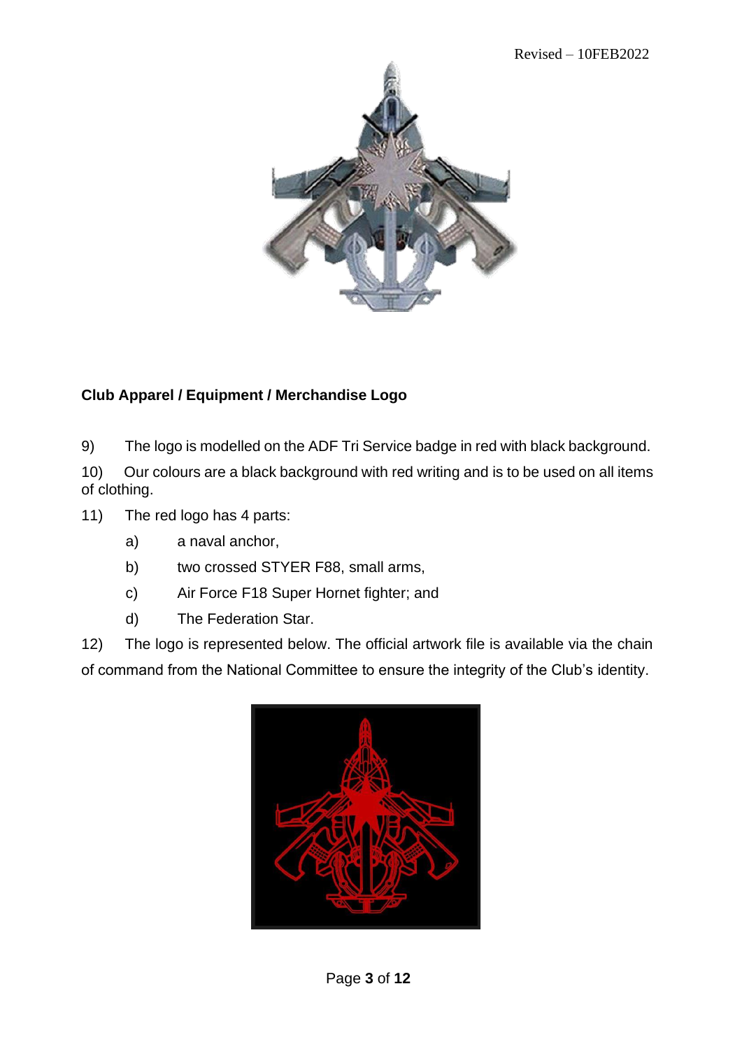Revised – 10FEB2022

**Club Apparel / Equipment / Merchandise Logo**

9) The logo is modelled on the ADF Tri Service badge in red with black background.

10) Our colours are a black background with red writing and is to be used on all items of clothing.

11) The red logo has 4 parts:

a) a naval anchor,

b) two crossed STYER F88, small arms,

c) Air Force F18 Super Hornet fighter; and

d) The Federation Star.

12) The logo is represented below. The official artwork file is available via the chain of command from the National Committee to ensure the integrity of the Club's identity.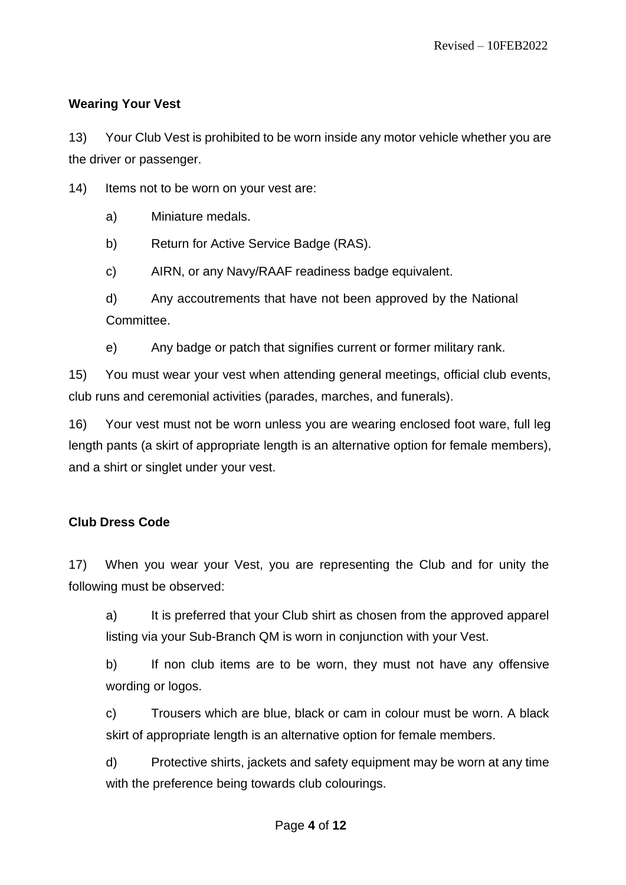**Wearing Your Vest**

13) Your Club Vest is prohibited to be worn inside any motor vehicle whether you are the driver or passenger.

14) Items not to be worn on your vest are:

a) Miniature medals.

b) Return for Active Service Badge (RAS).

c) AIRN, or any Navy/RAAF readiness badge equivalent.

d) Any accoutrements that have not been approved by the National Committee.

e) Any badge or patch that signifies current or former military rank.

15) You must wear your vest when attending general meetings, official club events, club runs and ceremonial activities (parades, marches, and funerals).

16) Your vest must not be worn unless you are wearing enclosed foot ware, full leg length pants (a skirt of appropriate length is an alternative option for female members), and a shirt or singlet under your vest.

**Club Dress Code**

17) When you wear your Vest, you are representing the Club and for unity the following must be observed:

a) It is preferred that your Club shirt as chosen from the approved apparel listing via your Sub-Branch QM is worn in conjunction with your Vest.

b) If non club items are to be worn, they must not have any offensive wording or logos.

c) Trousers which are blue, black or cam in colour must be worn. A black skirt of appropriate length is an alternative option for female members.

d) Protective shirts, jackets and safety equipment may be worn at any time with the preference being towards club colourings.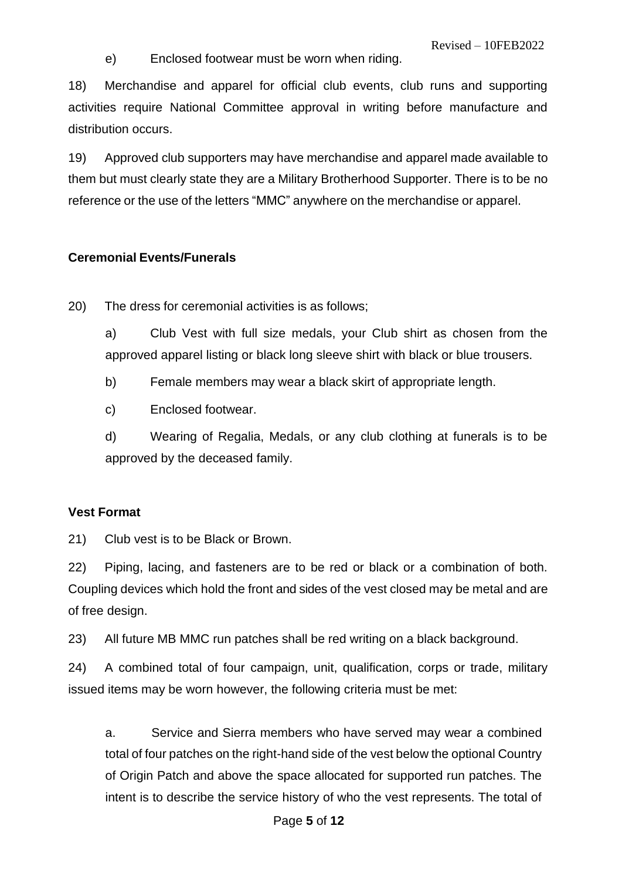e) Enclosed footwear must be worn when riding.

18) Merchandise and apparel for official club events, club runs and supporting activities require National Committee approval in writing before manufacture and distribution occurs.

19) Approved club supporters may have merchandise and apparel made available to them but must clearly state they are a Military Brotherhood Supporter. There is to be no reference or the use of the letters "MMC" anywhere on the merchandise or apparel.

**Ceremonial Events/Funerals**

20) The dress for ceremonial activities is as follows;

a) Club Vest with full size medals, your Club shirt as chosen from the approved apparel listing or black long sleeve shirt with black or blue trousers.

b) Female members may wear a black skirt of appropriate length.

c) Enclosed footwear.

d) Wearing of Regalia, Medals, or any club clothing at funerals is to be approved by the deceased family.

**Vest Format**

21) Club vest is to be Black or Brown.

22) Piping, lacing, and fasteners are to be red or black or a combination of both. Coupling devices which hold the front and sides of the vest closed may be metal and are of free design.

23) All future MB MMC run patches shall be red writing on a black background.

24) A combined total of four campaign, unit, qualification, corps or trade, military issued items may be worn however, the following criteria must be met:

a. Service and Sierra members who have served may wear a combined total of four patches on the right-hand side of the vest below the optional Country of Origin Patch and above the space allocated for supported run patches. The intent is to describe the service history of who the vest represents. The total of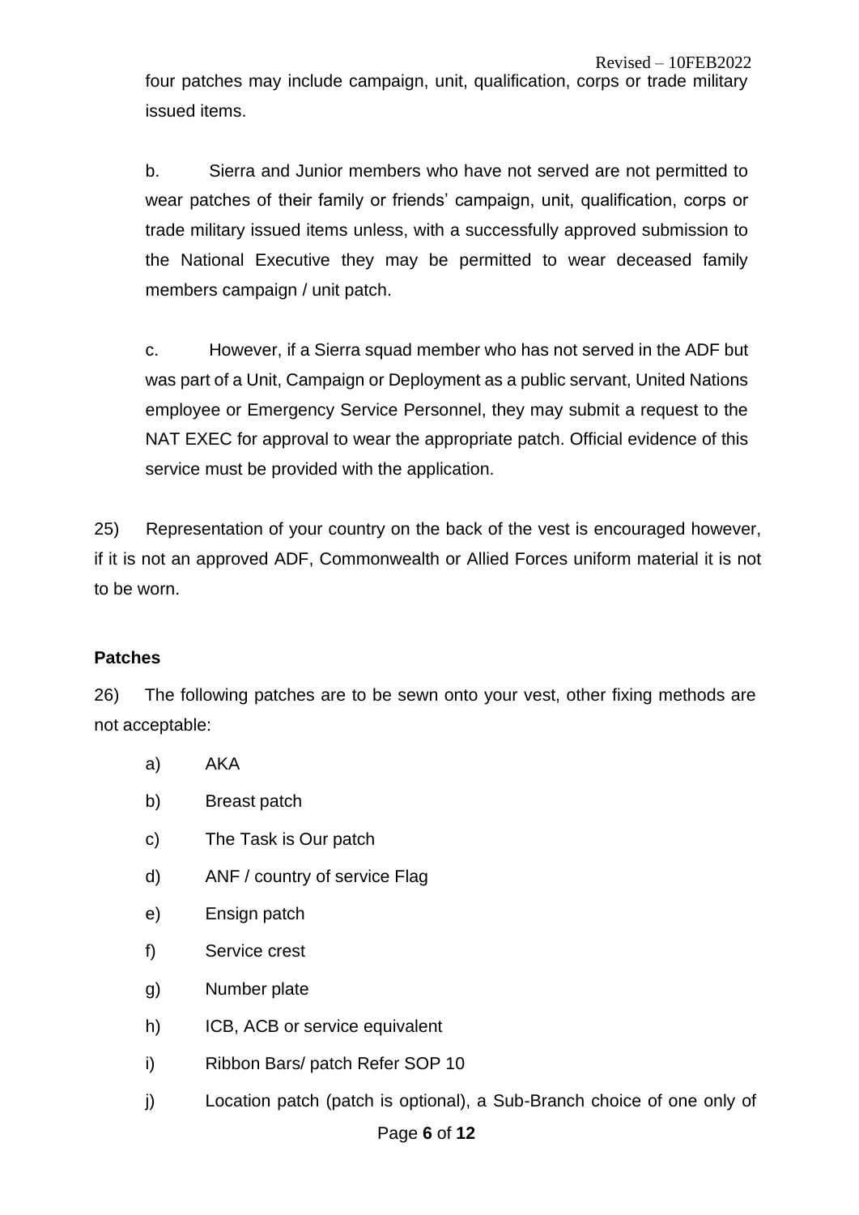four patches may include campaign, unit, qualification, corps or trade military issued items.

b. Sierra and Junior members who have not served are not permitted to wear patches of their family or friends' campaign, unit, qualification, corps or trade military issued items unless, with a successfully approved submission to the National Executive they may be permitted to wear deceased family members campaign / unit patch.

c. However, if a Sierra squad member who has not served in the ADF but was part of a Unit, Campaign or Deployment as a public servant, United Nations employee or Emergency Service Personnel, they may submit a request to the NAT EXEC for approval to wear the appropriate patch. Official evidence of this service must be provided with the application.

25) Representation of your country on the back of the vest is encouraged however, if it is not an approved ADF, Commonwealth or Allied Forces uniform material it is not to be worn.

**Patches**

26) The following patches are to be sewn onto your vest, other fixing methods are not acceptable:

a) AKA

b) Breast patch

c) The Task is Our patch

d) ANF / country of service Flag

e) Ensign patch

f) Service crest

g) Number plate

h) ICB, ACB or service equivalent

i) Ribbon Bars/ patch Refer SOP 10

j) Location patch (patch is optional), a Sub-Branch choice of one only of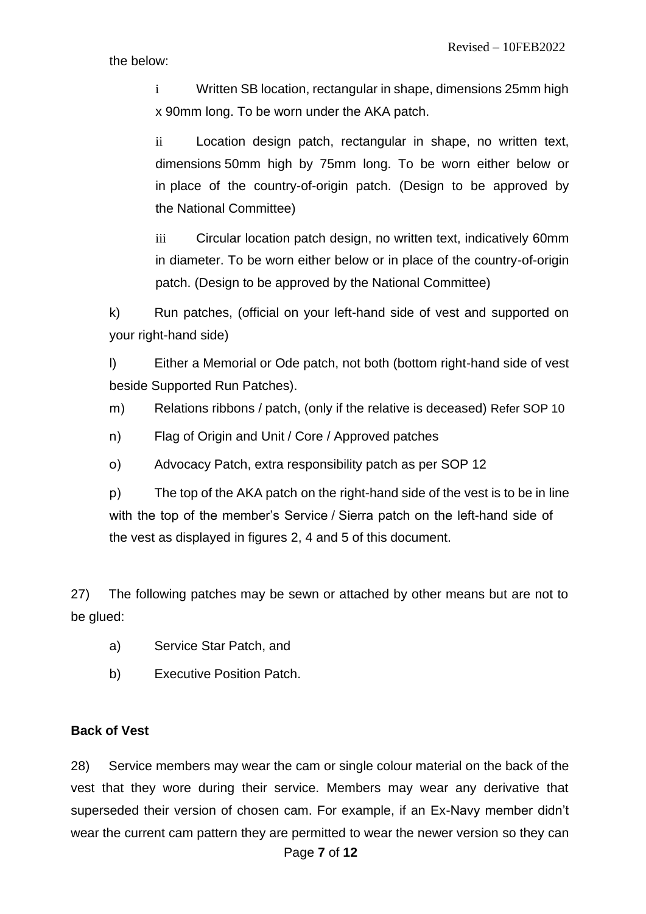the below:

> i Written SB location, rectangular in shape, dimensions 25mm high x 90mm long. To be worn under the AKA patch.
>
> ii Location design patch, rectangular in shape, no written text, dimensions 50mm high by 75mm long. To be worn either below or in place of the country-of-origin patch. (Design to be approved by the National Committee)
>
> iii Circular location patch design, no written text, indicatively 60mm in diameter. To be worn either below or in place of the country-of-origin patch. (Design to be approved by the National Committee)

k) Run patches, (official on your left-hand side of vest and supported on your right-hand side)

l) Either a Memorial or Ode patch, not both (bottom right-hand side of vest beside Supported Run Patches).

m) Relations ribbons / patch, (only if the relative is deceased) Refer SOP 10

n) Flag of Origin and Unit / Core / Approved patches

o) Advocacy Patch, extra responsibility patch as per SOP 12

p) The top of the AKA patch on the right-hand side of the vest is to be in line with the top of the member's Service / Sierra patch on the left-hand side of the vest as displayed in figures 2, 4 and 5 of this document.

27) The following patches may be sewn or attached by other means but are not to be glued:

a) Service Star Patch, and

b) Executive Position Patch.

**Back of Vest**

28) Service members may wear the cam or single colour material on the back of the vest that they wore during their service. Members may wear any derivative that superseded their version of chosen cam. For example, if an Ex-Navy member didn't wear the current cam pattern they are permitted to wear the newer version so they can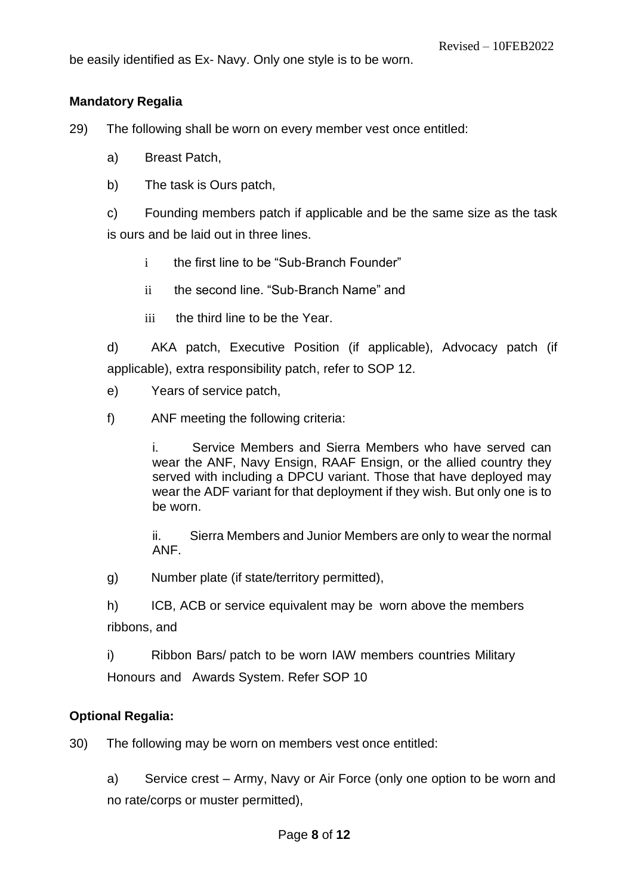be easily identified as Ex- Navy. Only one style is to be worn.

**Mandatory Regalia**

29) The following shall be worn on every member vest once entitled:

a) Breast Patch,

b) The task is Ours patch,

c) Founding members patch if applicable and be the same size as the task is ours and be laid out in three lines.

i the first line to be "Sub-Branch Founder"

ii the second line. "Sub-Branch Name" and

iii the third line to be the Year.

d) AKA patch, Executive Position (if applicable), Advocacy patch (if applicable), extra responsibility patch, refer to SOP 12.

e) Years of service patch,

f) ANF meeting the following criteria:

i. Service Members and Sierra Members who have served can wear the ANF, Navy Ensign, RAAF Ensign, or the allied country they served with including a DPCU variant. Those that have deployed may wear the ADF variant for that deployment if they wish. But only one is to be worn.

ii. Sierra Members and Junior Members are only to wear the normal ANF.

g) Number plate (if state/territory permitted),

h) ICB, ACB or service equivalent may be worn above the members ribbons, and

i) Ribbon Bars/ patch to be worn IAW members countries Military Honours and Awards System. Refer SOP 10

**Optional Regalia:**

30) The following may be worn on members vest once entitled:

a) Service crest – Army, Navy or Air Force (only one option to be worn and no rate/corps or muster permitted),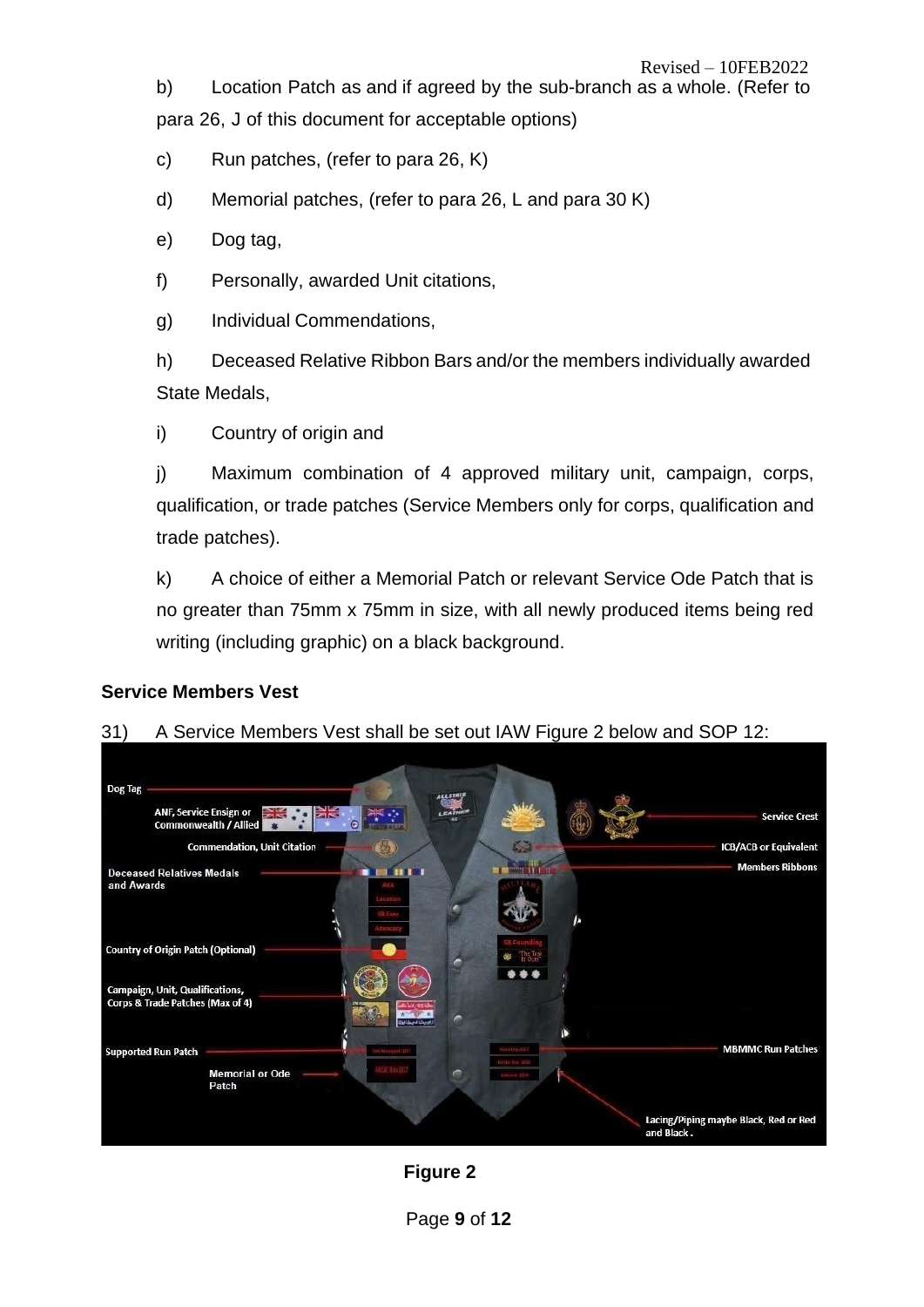b) Location Patch as and if agreed by the sub-branch as a whole. (Refer to para 26, J of this document for acceptable options)

c) Run patches, (refer to para 26, K)

d) Memorial patches, (refer to para 26, L and para 30 K)

e) Dog tag,

f) Personally, awarded Unit citations,

g) Individual Commendations,

h) Deceased Relative Ribbon Bars and/or the members individually awarded State Medals,

i) Country of origin and

j) Maximum combination of 4 approved military unit, campaign, corps, qualification, or trade patches (Service Members only for corps, qualification and trade patches).

k) A choice of either a Memorial Patch or relevant Service Ode Patch that is no greater than 75mm x 75mm in size, with all newly produced items being red writing (including graphic) on a black background.

### Service Members Vest

31) A Service Members Vest shall be set out IAW Figure 2 below and SOP 12:

**Figure 2**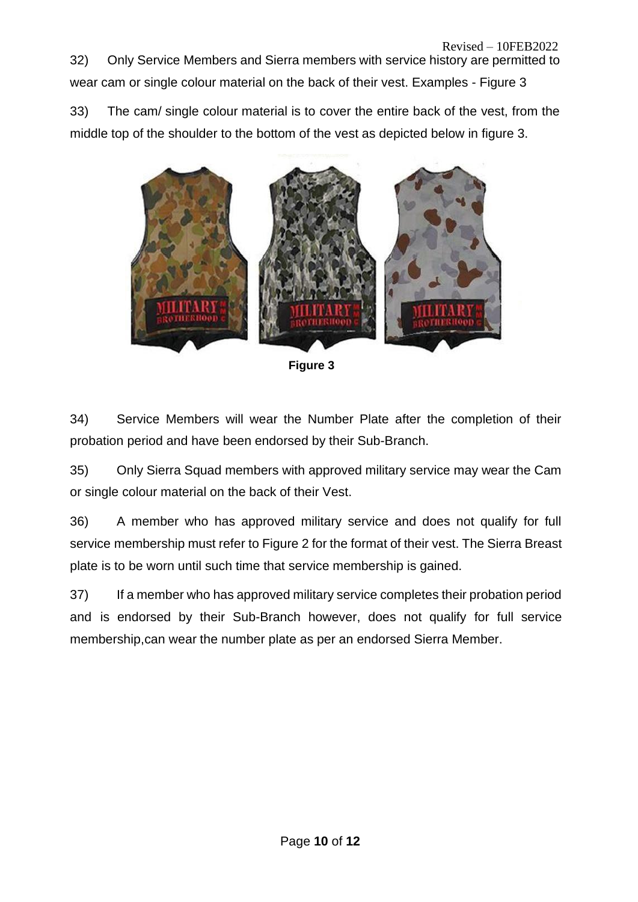Revised – 10FEB2022

32) Only Service Members and Sierra members with service history are permitted to wear cam or single colour material on the back of their vest. Examples - Figure 3

33) The cam/ single colour material is to cover the entire back of the vest, from the middle top of the shoulder to the bottom of the vest as depicted below in figure 3.

**Figure 3**

34) Service Members will wear the Number Plate after the completion of their probation period and have been endorsed by their Sub-Branch.

35) Only Sierra Squad members with approved military service may wear the Cam or single colour material on the back of their Vest.

36) A member who has approved military service and does not qualify for full service membership must refer to Figure 2 for the format of their vest. The Sierra Breast plate is to be worn until such time that service membership is gained.

37) If a member who has approved military service completes their probation period and is endorsed by their Sub-Branch however, does not qualify for full service membership,can wear the number plate as per an endorsed Sierra Member.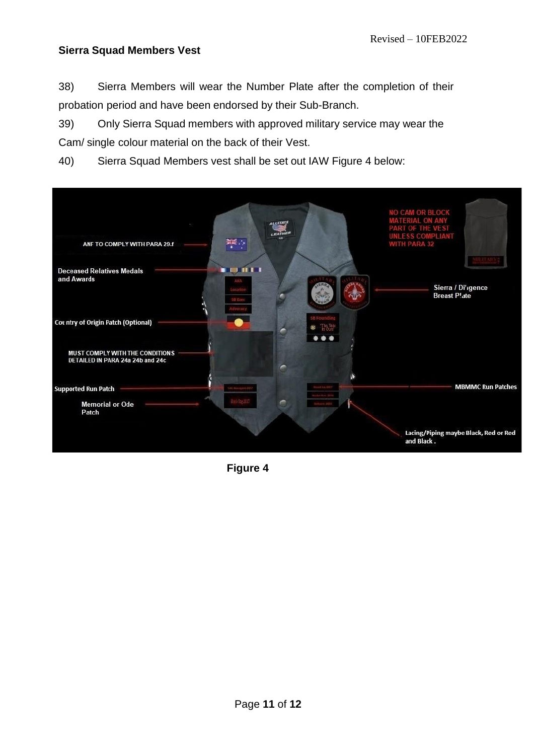**Sierra Squad Members Vest**

38) Sierra Members will wear the Number Plate after the completion of their probation period and have been endorsed by their Sub-Branch.

39) Only Sierra Squad members with approved military service may wear the Cam/ single colour material on the back of their Vest.

40) Sierra Squad Members vest shall be set out IAW Figure 4 below:

**Figure 4**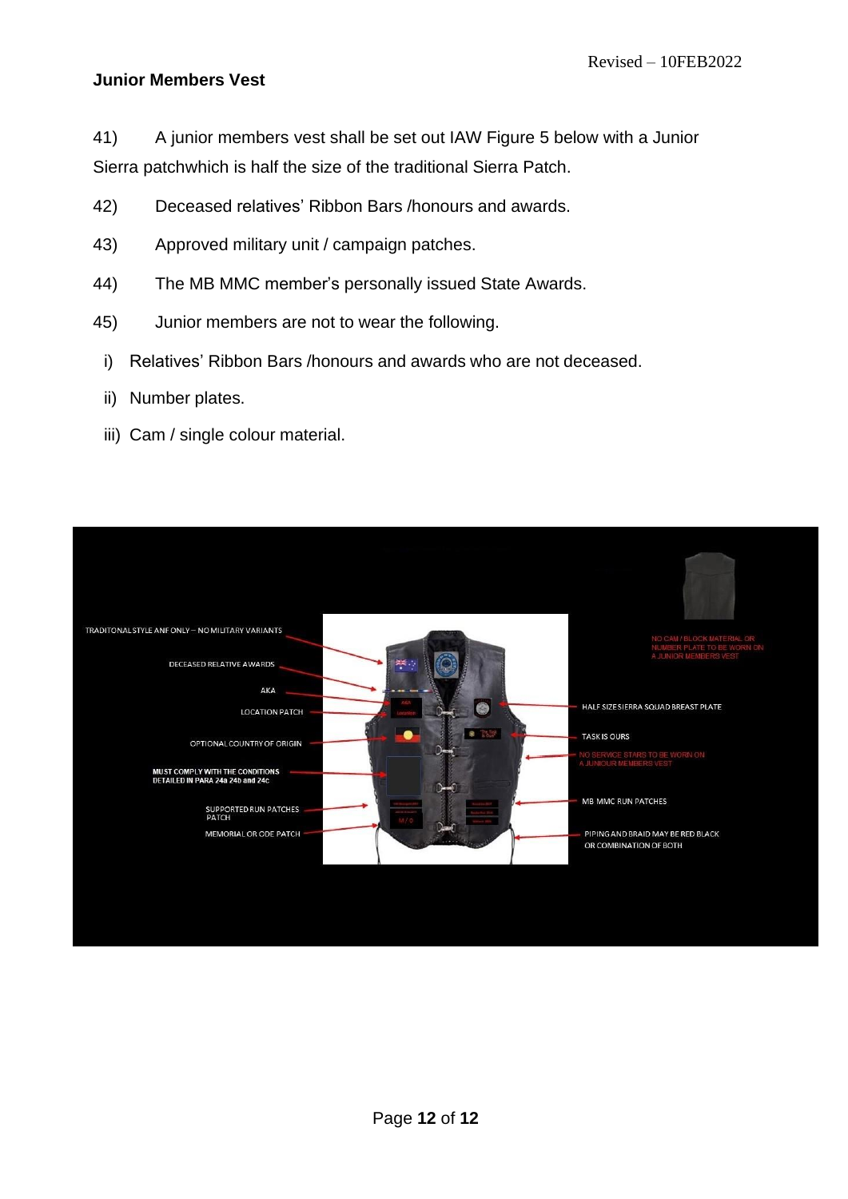### Junior Members Vest

41) A junior members vest shall be set out IAW Figure 5 below with a Junior Sierra patchwhich is half the size of the traditional Sierra Patch.

42) Deceased relatives' Ribbon Bars /honours and awards.

43) Approved military unit / campaign patches.

44) The MB MMC member's personally issued State Awards.

45) Junior members are not to wear the following.

i) Relatives' Ribbon Bars /honours and awards who are not deceased.

ii) Number plates.

iii) Cam / single colour material.

TRADITONAL STYLE ANF ONLY – NO MILITARY VARIANTS

DECEASED RELATIVE AWARDS

AKA

LOCATION PATCH

OPTIONAL COUNTRY OF ORIGIN

MUST COMPLY WITH THE CONDITIONS DETAILED IN PARA 24a 24b and 24c

SUPPORTED RUN PATCHES PATCH

MEMORIAL OR ODE PATCH

NO CAM / BLOCK MATERIAL OR NUMBER PLATE TO BE WORN ON A JUNIOR MEMBERS VEST

HALF SIZE SIERRA SQUAD BREAST PLATE

TASK IS OURS

NO SERVICE STARS TO BE WORN ON A JUNIOUR MEMBERS VEST

MB MMC RUN PATCHES

PIPING AND BRAID MAY BE RED BLACK OR COMBINATION OF BOTH